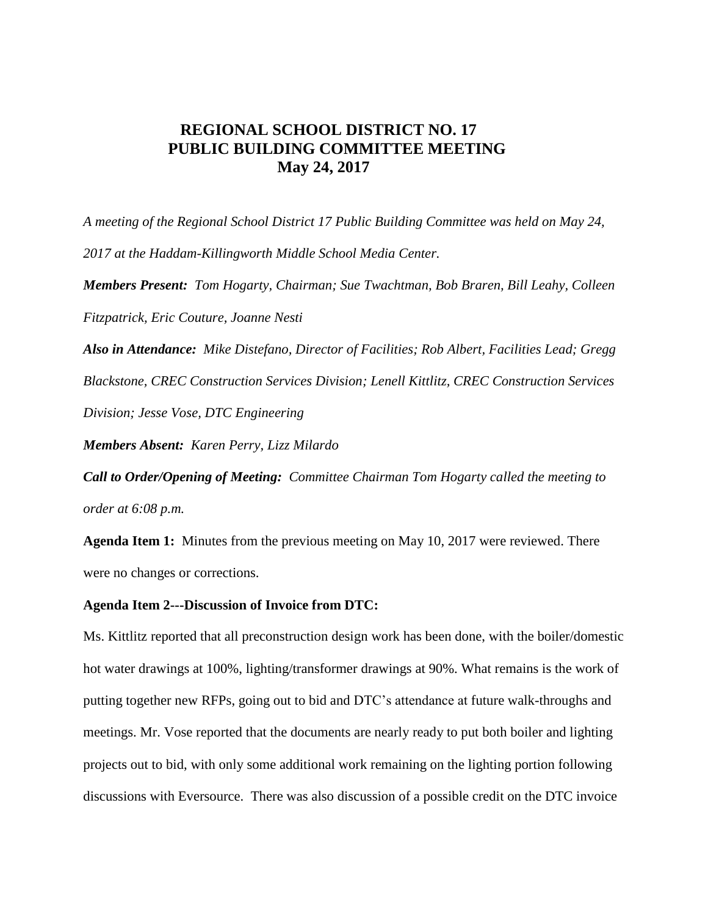# REGIONAL SCHOOL DISTRICT NO. 17
## PUBLIC BUILDING COMMITTEE MEETING
### May 24, 2017

*A meeting of the Regional School District 17 Public Building Committee was held on May 24, 2017 at the Haddam-Killingworth Middle School Media Center.*

***Members Present:*** *Tom Hogarty, Chairman; Sue Twachtman, Bob Braren, Bill Leahy, Colleen Fitzpatrick, Eric Couture, Joanne Nesti*

***Also in Attendance:*** *Mike Distefano, Director of Facilities; Rob Albert, Facilities Lead; Gregg Blackstone, CREC Construction Services Division; Lenell Kittlitz, CREC Construction Services Division; Jesse Vose, DTC Engineering*

***Members Absent:*** *Karen Perry, Lizz Milardo*

***Call to Order/Opening of Meeting:*** *Committee Chairman Tom Hogarty called the meeting to order at 6:08 p.m.*

**Agenda Item 1:** Minutes from the previous meeting on May 10, 2017 were reviewed. There were no changes or corrections.

**Agenda Item 2---Discussion of Invoice from DTC:**

Ms. Kittlitz reported that all preconstruction design work has been done, with the boiler/domestic hot water drawings at 100%, lighting/transformer drawings at 90%. What remains is the work of putting together new RFPs, going out to bid and DTC's attendance at future walk-throughs and meetings. Mr. Vose reported that the documents are nearly ready to put both boiler and lighting projects out to bid, with only some additional work remaining on the lighting portion following discussions with Eversource. There was also discussion of a possible credit on the DTC invoice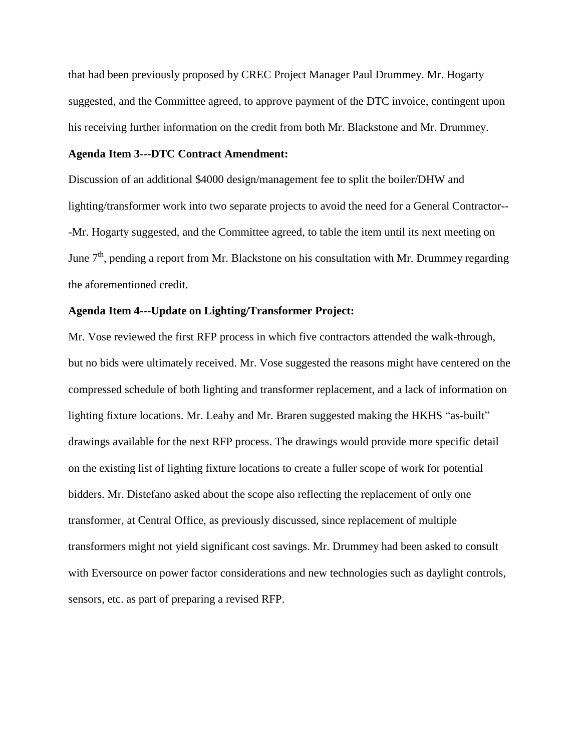that had been previously proposed by CREC Project Manager Paul Drummey. Mr. Hogarty suggested, and the Committee agreed, to approve payment of the DTC invoice, contingent upon his receiving further information on the credit from both Mr. Blackstone and Mr. Drummey.

**Agenda Item 3---DTC Contract Amendment:**

Discussion of an additional $4000 design/management fee to split the boiler/DHW and lighting/transformer work into two separate projects to avoid the need for a General Contractor---Mr. Hogarty suggested, and the Committee agreed, to table the item until its next meeting on June 7th, pending a report from Mr. Blackstone on his consultation with Mr. Drummey regarding the aforementioned credit.

**Agenda Item 4---Update on Lighting/Transformer Project:**

Mr. Vose reviewed the first RFP process in which five contractors attended the walk-through, but no bids were ultimately received. Mr. Vose suggested the reasons might have centered on the compressed schedule of both lighting and transformer replacement, and a lack of information on lighting fixture locations. Mr. Leahy and Mr. Braren suggested making the HKHS "as-built" drawings available for the next RFP process. The drawings would provide more specific detail on the existing list of lighting fixture locations to create a fuller scope of work for potential bidders. Mr. Distefano asked about the scope also reflecting the replacement of only one transformer, at Central Office, as previously discussed, since replacement of multiple transformers might not yield significant cost savings. Mr. Drummey had been asked to consult with Eversource on power factor considerations and new technologies such as daylight controls, sensors, etc. as part of preparing a revised RFP.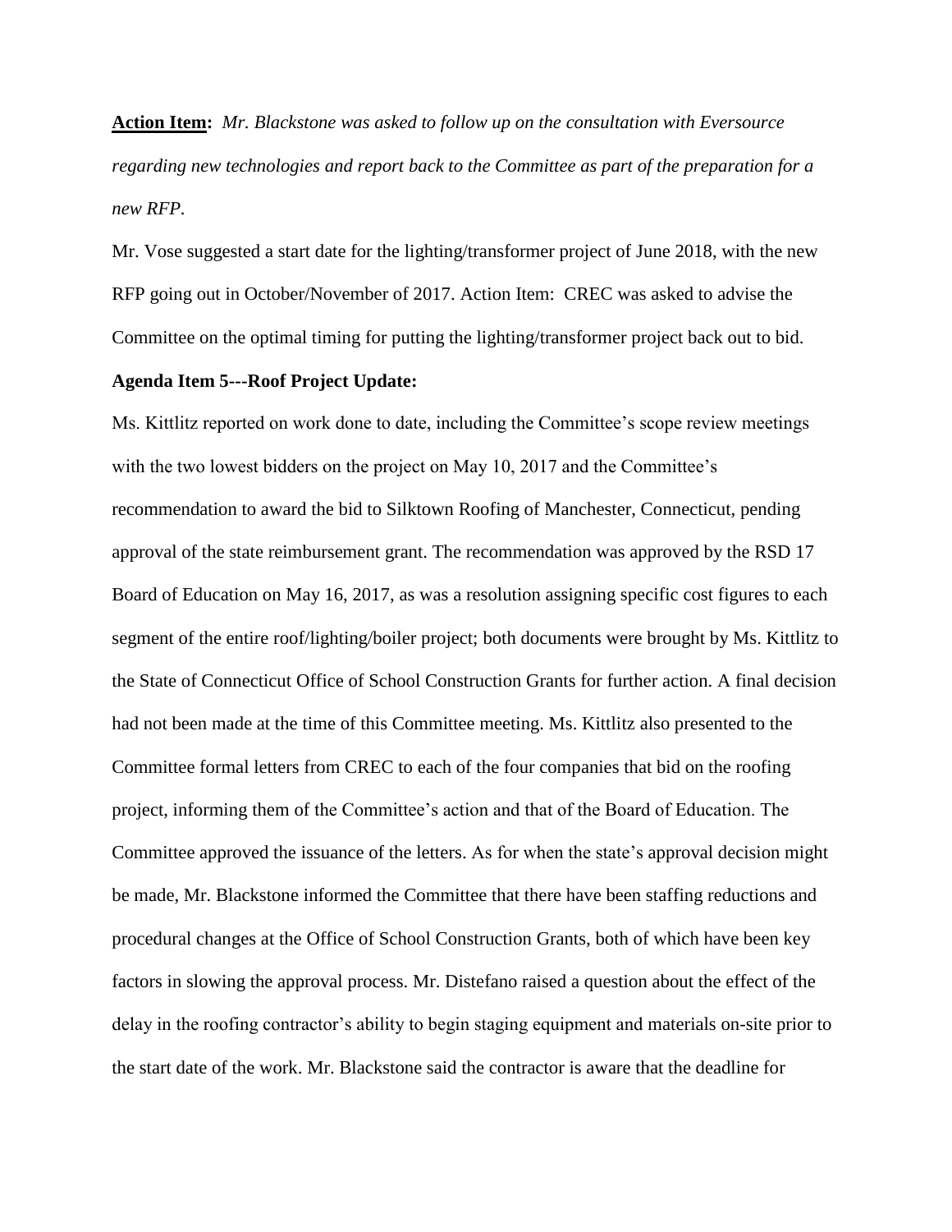**Action Item:** *Mr. Blackstone was asked to follow up on the consultation with Eversource regarding new technologies and report back to the Committee as part of the preparation for a new RFP.*

Mr. Vose suggested a start date for the lighting/transformer project of June 2018, with the new RFP going out in October/November of 2017. Action Item: CREC was asked to advise the Committee on the optimal timing for putting the lighting/transformer project back out to bid.

**Agenda Item 5---Roof Project Update:**

Ms. Kittlitz reported on work done to date, including the Committee's scope review meetings with the two lowest bidders on the project on May 10, 2017 and the Committee's recommendation to award the bid to Silktown Roofing of Manchester, Connecticut, pending approval of the state reimbursement grant. The recommendation was approved by the RSD 17 Board of Education on May 16, 2017, as was a resolution assigning specific cost figures to each segment of the entire roof/lighting/boiler project; both documents were brought by Ms. Kittlitz to the State of Connecticut Office of School Construction Grants for further action. A final decision had not been made at the time of this Committee meeting. Ms. Kittlitz also presented to the Committee formal letters from CREC to each of the four companies that bid on the roofing project, informing them of the Committee's action and that of the Board of Education. The Committee approved the issuance of the letters. As for when the state's approval decision might be made, Mr. Blackstone informed the Committee that there have been staffing reductions and procedural changes at the Office of School Construction Grants, both of which have been key factors in slowing the approval process. Mr. Distefano raised a question about the effect of the delay in the roofing contractor's ability to begin staging equipment and materials on-site prior to the start date of the work. Mr. Blackstone said the contractor is aware that the deadline for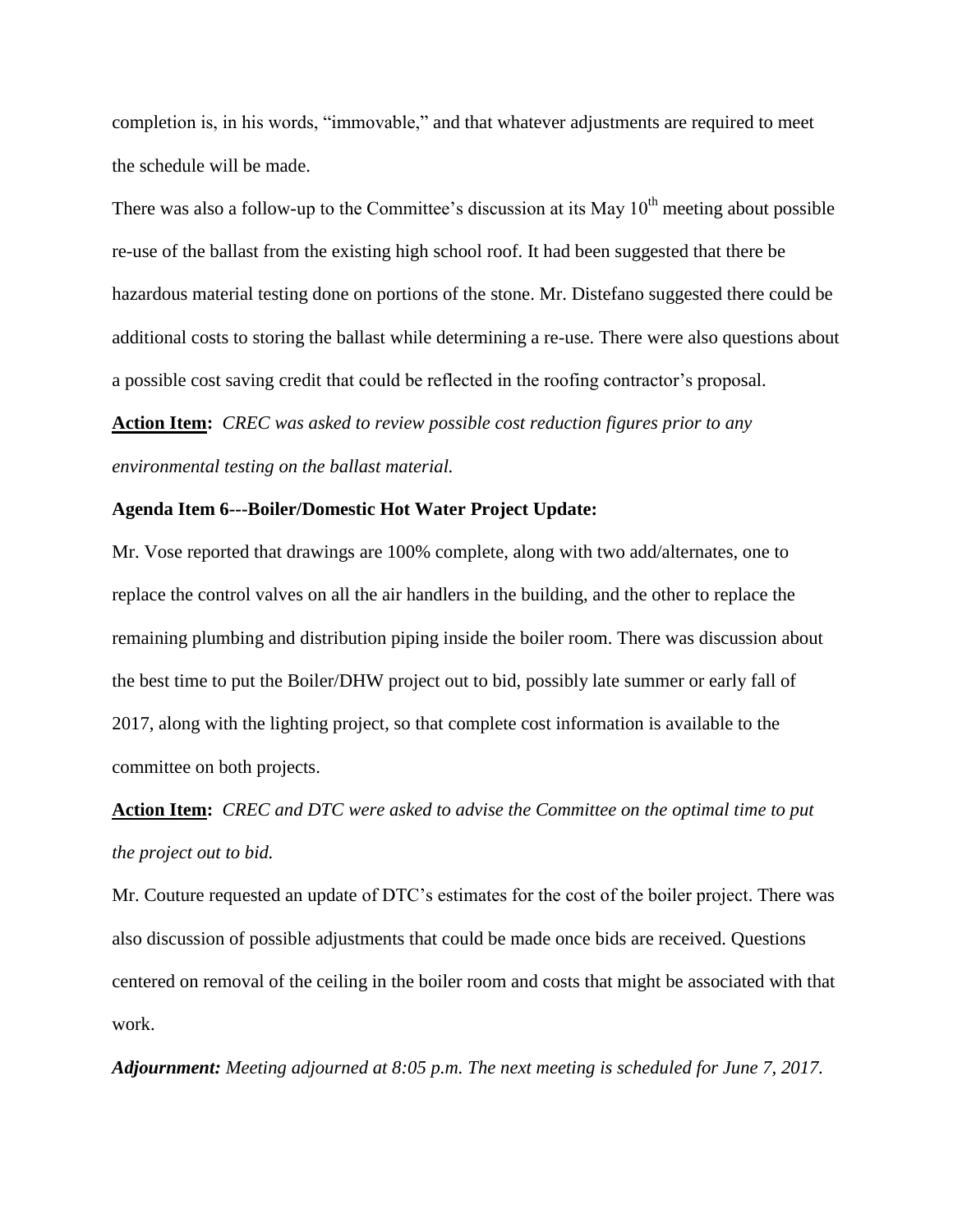completion is, in his words, "immovable," and that whatever adjustments are required to meet the schedule will be made.

There was also a follow-up to the Committee's discussion at its May 10th meeting about possible re-use of the ballast from the existing high school roof. It had been suggested that there be hazardous material testing done on portions of the stone. Mr. Distefano suggested there could be additional costs to storing the ballast while determining a re-use. There were also questions about a possible cost saving credit that could be reflected in the roofing contractor's proposal.

**Action Item:** *CREC was asked to review possible cost reduction figures prior to any environmental testing on the ballast material.*

**Agenda Item 6---Boiler/Domestic Hot Water Project Update:**

Mr. Vose reported that drawings are 100% complete, along with two add/alternates, one to replace the control valves on all the air handlers in the building, and the other to replace the remaining plumbing and distribution piping inside the boiler room. There was discussion about the best time to put the Boiler/DHW project out to bid, possibly late summer or early fall of 2017, along with the lighting project, so that complete cost information is available to the committee on both projects.

**Action Item:** *CREC and DTC were asked to advise the Committee on the optimal time to put the project out to bid.*

Mr. Couture requested an update of DTC's estimates for the cost of the boiler project. There was also discussion of possible adjustments that could be made once bids are received. Questions centered on removal of the ceiling in the boiler room and costs that might be associated with that work.

***Adjournment:*** *Meeting adjourned at 8:05 p.m. The next meeting is scheduled for June 7, 2017.*